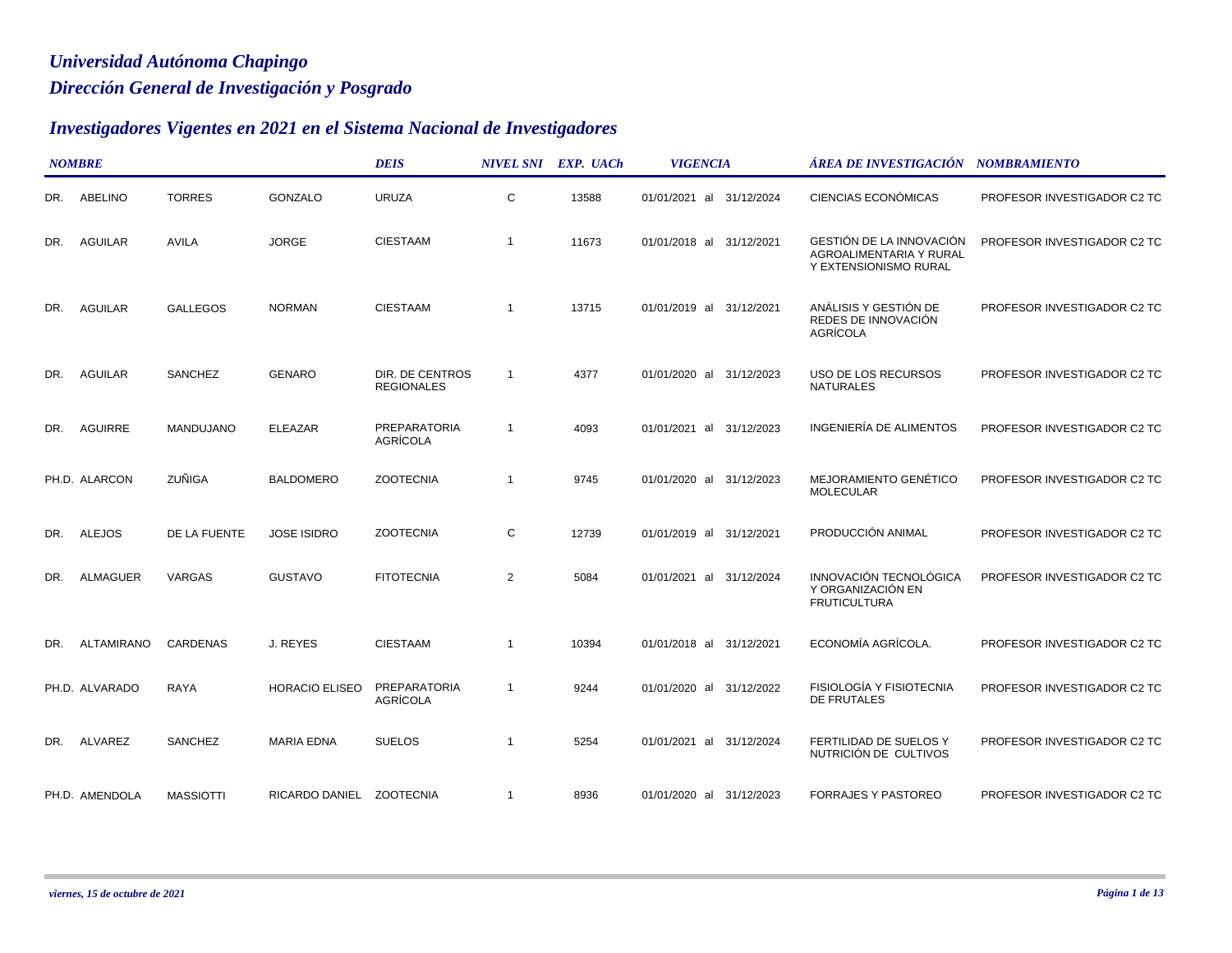# Universidad Autónoma Chapingo

## Dirección General de Investigación y Posgrado

## Investigadores Vigentes en 2021 en el Sistema Nacional de Investigadores

| NOMBRE | | | | DEIS | NIVEL SNI | EXP. UACh | VIGENCIA | ÁREA DE INVESTIGACIÓN | NOMBRAMIENTO |
|---|---|---|---|---|---|---|---|---|---|
| DR. | ABELINO | TORRES | GONZALO | URUZA | C | 13588 | 01/01/2021 al 31/12/2024 | CIENCIAS ECONÓMICAS | PROFESOR INVESTIGADOR C2 TC |
| DR. | AGUILAR | AVILA | JORGE | CIESTAAM | 1 | 11673 | 01/01/2018 al 31/12/2021 | GESTIÓN DE LA INNOVACIÓN AGROALIMENTARIA Y RURAL Y EXTENSIONISMO RURAL | PROFESOR INVESTIGADOR C2 TC |
| DR. | AGUILAR | GALLEGOS | NORMAN | CIESTAAM | 1 | 13715 | 01/01/2019 al 31/12/2021 | ANÁLISIS Y GESTIÓN DE REDES DE INNOVACIÓN AGRÍCOLA | PROFESOR INVESTIGADOR C2 TC |
| DR. | AGUILAR | SANCHEZ | GENARO | DIR. DE CENTROS REGIONALES | 1 | 4377 | 01/01/2020 al 31/12/2023 | USO DE LOS RECURSOS NATURALES | PROFESOR INVESTIGADOR C2 TC |
| DR. | AGUIRRE | MANDUJANO | ELEAZAR | PREPARATORIA AGRÍCOLA | 1 | 4093 | 01/01/2021 al 31/12/2023 | INGENIERÍA DE ALIMENTOS | PROFESOR INVESTIGADOR C2 TC |
| PH.D. | ALARCON | ZUÑIGA | BALDOMERO | ZOOTECNIA | 1 | 9745 | 01/01/2020 al 31/12/2023 | MEJORAMIENTO GENÉTICO MOLECULAR | PROFESOR INVESTIGADOR C2 TC |
| DR. | ALEJOS | DE LA FUENTE | JOSE ISIDRO | ZOOTECNIA | C | 12739 | 01/01/2019 al 31/12/2021 | PRODUCCIÓN ANIMAL | PROFESOR INVESTIGADOR C2 TC |
| DR. | ALMAGUER | VARGAS | GUSTAVO | FITOTECNIA | 2 | 5084 | 01/01/2021 al 31/12/2024 | INNOVACIÓN TECNOLÓGICA Y ORGANIZACIÓN EN FRUTICULTURA | PROFESOR INVESTIGADOR C2 TC |
| DR. | ALTAMIRANO | CARDENAS | J. REYES | CIESTAAM | 1 | 10394 | 01/01/2018 al 31/12/2021 | ECONOMÍA AGRÍCOLA. | PROFESOR INVESTIGADOR C2 TC |
| PH.D. | ALVARADO | RAYA | HORACIO ELISEO | PREPARATORIA AGRÍCOLA | 1 | 9244 | 01/01/2020 al 31/12/2022 | FISIOLOGÍA Y FISIOTECNIA DE FRUTALES | PROFESOR INVESTIGADOR C2 TC |
| DR. | ALVAREZ | SANCHEZ | MARIA EDNA | SUELOS | 1 | 5254 | 01/01/2021 al 31/12/2024 | FERTILIDAD DE SUELOS Y NUTRICIÓN DE CULTIVOS | PROFESOR INVESTIGADOR C2 TC |
| PH.D. | AMENDOLA | MASSIOTTI | RICARDO DANIEL | ZOOTECNIA | 1 | 8936 | 01/01/2020 al 31/12/2023 | FORRAJES Y PASTOREO | PROFESOR INVESTIGADOR C2 TC |

*viernes, 15 de octubre de 2021*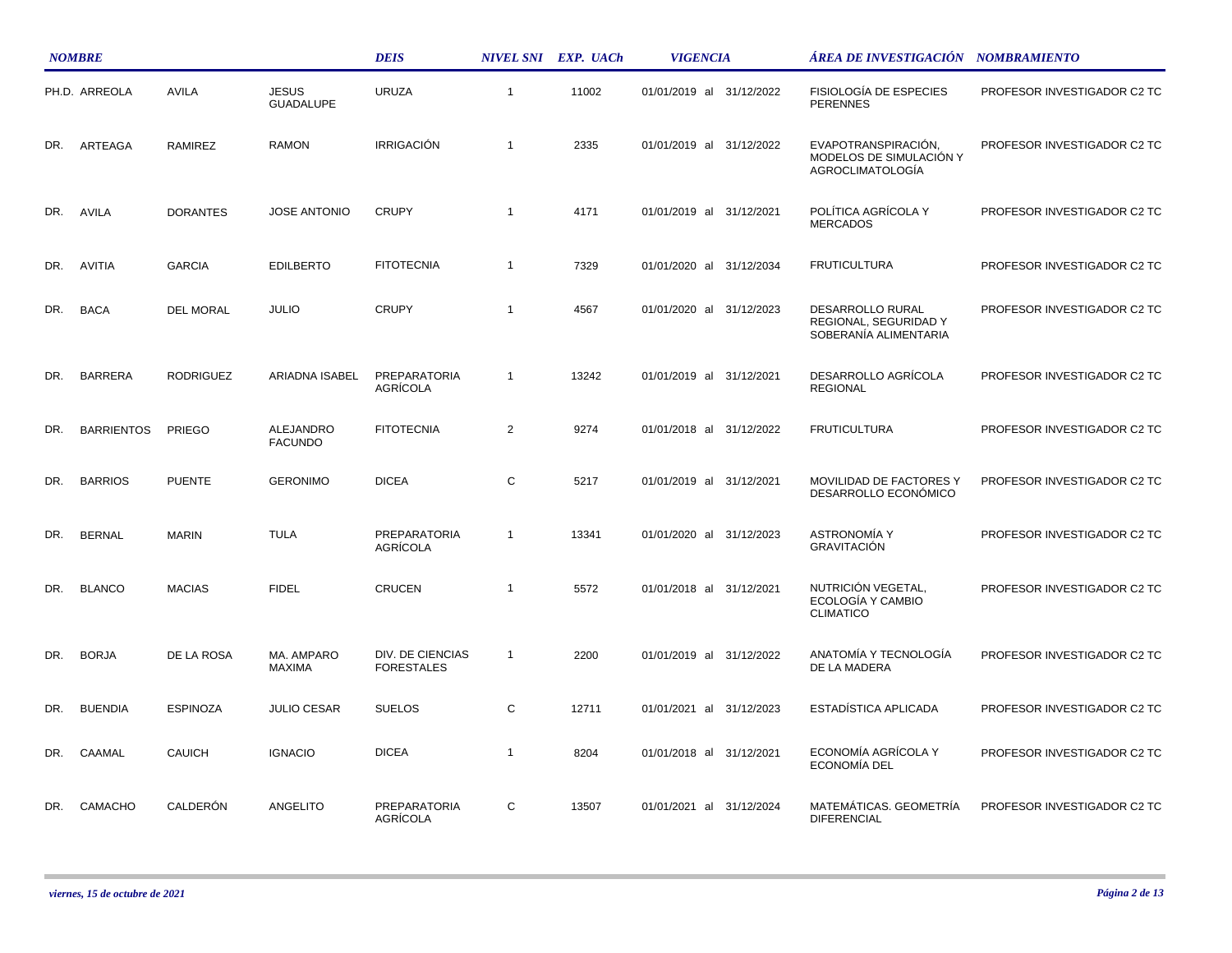| NOMBRE | | | | DEIS | NIVEL SNI | EXP. UACh | VIGENCIA | ÁREA DE INVESTIGACIÓN | NOMBRAMIENTO |
|---|---|---|---|---|---|---|---|---|---|
| PH.D. | ARREOLA | AVILA | JESUS GUADALUPE | URUZA | 1 | 11002 | 01/01/2019 al 31/12/2022 | FISIOLOGÍA DE ESPECIES PERENNES | PROFESOR INVESTIGADOR C2 TC |
| DR. | ARTEAGA | RAMIREZ | RAMON | IRRIGACIÓN | 1 | 2335 | 01/01/2019 al 31/12/2022 | EVAPOTRANSPIRACIÓN, MODELOS DE SIMULACIÓN Y AGROCLIMATOLOGÍA | PROFESOR INVESTIGADOR C2 TC |
| DR. | AVILA | DORANTES | JOSE ANTONIO | CRUPY | 1 | 4171 | 01/01/2019 al 31/12/2021 | POLÍTICA AGRÍCOLA Y MERCADOS | PROFESOR INVESTIGADOR C2 TC |
| DR. | AVITIA | GARCIA | EDILBERTO | FITOTECNIA | 1 | 7329 | 01/01/2020 al 31/12/2034 | FRUTICULTURA | PROFESOR INVESTIGADOR C2 TC |
| DR. | BACA | DEL MORAL | JULIO | CRUPY | 1 | 4567 | 01/01/2020 al 31/12/2023 | DESARROLLO RURAL REGIONAL, SEGURIDAD Y SOBERANÍA ALIMENTARIA | PROFESOR INVESTIGADOR C2 TC |
| DR. | BARRERA | RODRIGUEZ | ARIADNA ISABEL | PREPARATORIA AGRÍCOLA | 1 | 13242 | 01/01/2019 al 31/12/2021 | DESARROLLO AGRÍCOLA REGIONAL | PROFESOR INVESTIGADOR C2 TC |
| DR. | BARRIENTOS | PRIEGO | ALEJANDRO FACUNDO | FITOTECNIA | 2 | 9274 | 01/01/2018 al 31/12/2022 | FRUTICULTURA | PROFESOR INVESTIGADOR C2 TC |
| DR. | BARRIOS | PUENTE | GERONIMO | DICEA | C | 5217 | 01/01/2019 al 31/12/2021 | MOVILIDAD DE FACTORES Y DESARROLLO ECONÓMICO | PROFESOR INVESTIGADOR C2 TC |
| DR. | BERNAL | MARIN | TULA | PREPARATORIA AGRÍCOLA | 1 | 13341 | 01/01/2020 al 31/12/2023 | ASTRONOMÍA Y GRAVITACIÓN | PROFESOR INVESTIGADOR C2 TC |
| DR. | BLANCO | MACIAS | FIDEL | CRUCEN | 1 | 5572 | 01/01/2018 al 31/12/2021 | NUTRICIÓN VEGETAL, ECOLOGÍA Y CAMBIO CLIMATICO | PROFESOR INVESTIGADOR C2 TC |
| DR. | BORJA | DE LA ROSA | MA. AMPARO MAXIMA | DIV. DE CIENCIAS FORESTALES | 1 | 2200 | 01/01/2019 al 31/12/2022 | ANATOMÍA Y TECNOLOGÍA DE LA MADERA | PROFESOR INVESTIGADOR C2 TC |
| DR. | BUENDIA | ESPINOZA | JULIO CESAR | SUELOS | C | 12711 | 01/01/2021 al 31/12/2023 | ESTADÍSTICA APLICADA | PROFESOR INVESTIGADOR C2 TC |
| DR. | CAAMAL | CAUICH | IGNACIO | DICEA | 1 | 8204 | 01/01/2018 al 31/12/2021 | ECONOMÍA AGRÍCOLA Y ECONOMÍA DEL | PROFESOR INVESTIGADOR C2 TC |
| DR. | CAMACHO | CALDERÓN | ANGELITO | PREPARATORIA AGRÍCOLA | C | 13507 | 01/01/2021 al 31/12/2024 | MATEMÁTICAS. GEOMETRÍA DIFERENCIAL | PROFESOR INVESTIGADOR C2 TC |

*viernes, 15 de octubre de 2021*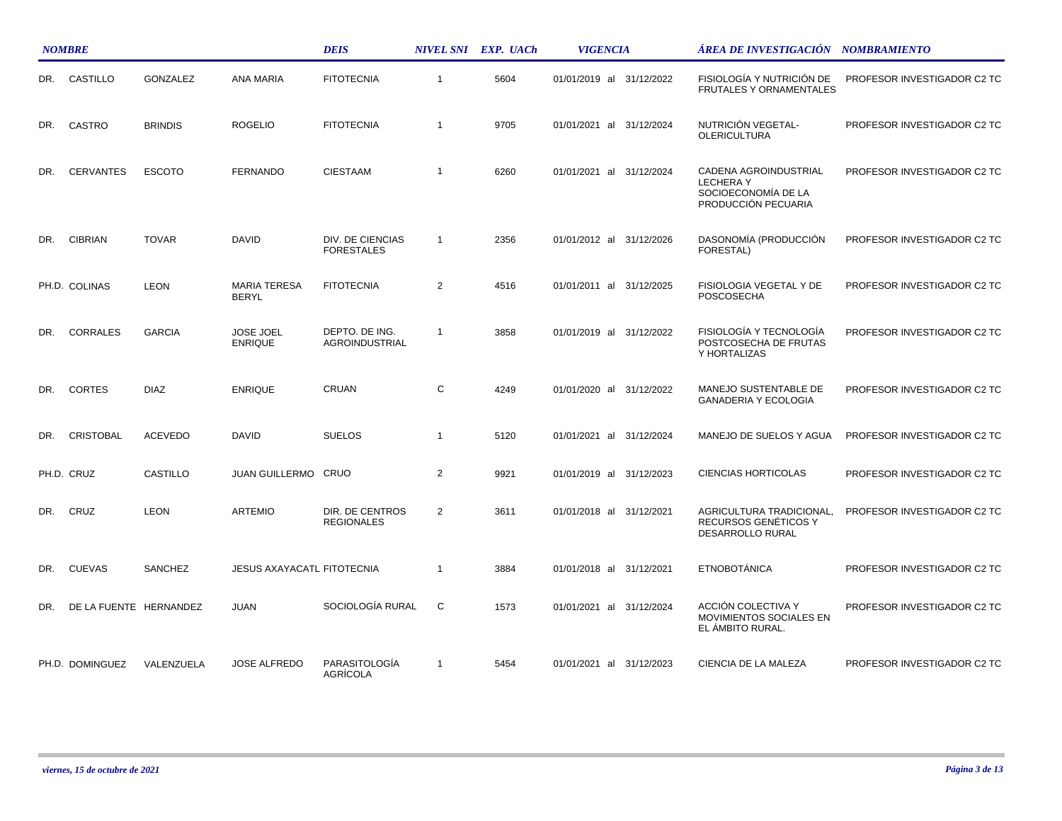| NOMBRE | | | | DEIS | NIVEL SNI | EXP. UACh | VIGENCIA | ÁREA DE INVESTIGACIÓN | NOMBRAMIENTO |
|---|---|---|---|---|---|---|---|---|---|
| DR. | CASTILLO | GONZALEZ | ANA MARIA | FITOTECNIA | 1 | 5604 | 01/01/2019 al 31/12/2022 | FISIOLOGÍA Y NUTRICIÓN DE FRUTALES Y ORNAMENTALES | PROFESOR INVESTIGADOR C2 TC |
| DR. | CASTRO | BRINDIS | ROGELIO | FITOTECNIA | 1 | 9705 | 01/01/2021 al 31/12/2024 | NUTRICIÓN VEGETAL-OLERICULTURA | PROFESOR INVESTIGADOR C2 TC |
| DR. | CERVANTES | ESCOTO | FERNANDO | CIESTAAM | 1 | 6260 | 01/01/2021 al 31/12/2024 | CADENA AGROINDUSTRIAL LECHERA Y SOCIOECONOMÍA DE LA PRODUCCIÓN PECUARIA | PROFESOR INVESTIGADOR C2 TC |
| DR. | CIBRIAN | TOVAR | DAVID | DIV. DE CIENCIAS FORESTALES | 1 | 2356 | 01/01/2012 al 31/12/2026 | DASONOMÍA (PRODUCCIÓN FORESTAL) | PROFESOR INVESTIGADOR C2 TC |
| PH.D. | COLINAS | LEON | MARIA TERESA BERYL | FITOTECNIA | 2 | 4516 | 01/01/2011 al 31/12/2025 | FISIOLOGIA VEGETAL Y DE POSCOSECHA | PROFESOR INVESTIGADOR C2 TC |
| DR. | CORRALES | GARCIA | JOSE JOEL ENRIQUE | DEPTO. DE ING. AGROINDUSTRIAL | 1 | 3858 | 01/01/2019 al 31/12/2022 | FISIOLOGÍA Y TECNOLOGÍA POSTCOSECHA DE FRUTAS Y HORTALIZAS | PROFESOR INVESTIGADOR C2 TC |
| DR. | CORTES | DIAZ | ENRIQUE | CRUAN | C | 4249 | 01/01/2020 al 31/12/2022 | MANEJO SUSTENTABLE DE GANADERIA Y ECOLOGIA | PROFESOR INVESTIGADOR C2 TC |
| DR. | CRISTOBAL | ACEVEDO | DAVID | SUELOS | 1 | 5120 | 01/01/2021 al 31/12/2024 | MANEJO DE SUELOS Y AGUA | PROFESOR INVESTIGADOR C2 TC |
| PH.D. | CRUZ | CASTILLO | JUAN GUILLERMO | CRUO | 2 | 9921 | 01/01/2019 al 31/12/2023 | CIENCIAS HORTICOLAS | PROFESOR INVESTIGADOR C2 TC |
| DR. | CRUZ | LEON | ARTEMIO | DIR. DE CENTROS REGIONALES | 2 | 3611 | 01/01/2018 al 31/12/2021 | AGRICULTURA TRADICIONAL, RECURSOS GENÉTICOS Y DESARROLLO RURAL | PROFESOR INVESTIGADOR C2 TC |
| DR. | CUEVAS | SANCHEZ | JESUS AXAYACATL | FITOTECNIA | 1 | 3884 | 01/01/2018 al 31/12/2021 | ETNOBOTÁNICA | PROFESOR INVESTIGADOR C2 TC |
| DR. | DE LA FUENTE | HERNANDEZ | JUAN | SOCIOLOGÍA RURAL | C | 1573 | 01/01/2021 al 31/12/2024 | ACCIÓN COLECTIVA Y MOVIMIENTOS SOCIALES EN EL ÁMBITO RURAL. | PROFESOR INVESTIGADOR C2 TC |
| PH.D. | DOMINGUEZ | VALENZUELA | JOSE ALFREDO | PARASITOLOGÍA AGRÍCOLA | 1 | 5454 | 01/01/2021 al 31/12/2023 | CIENCIA DE LA MALEZA | PROFESOR INVESTIGADOR C2 TC |

*viernes, 15 de octubre de 2021*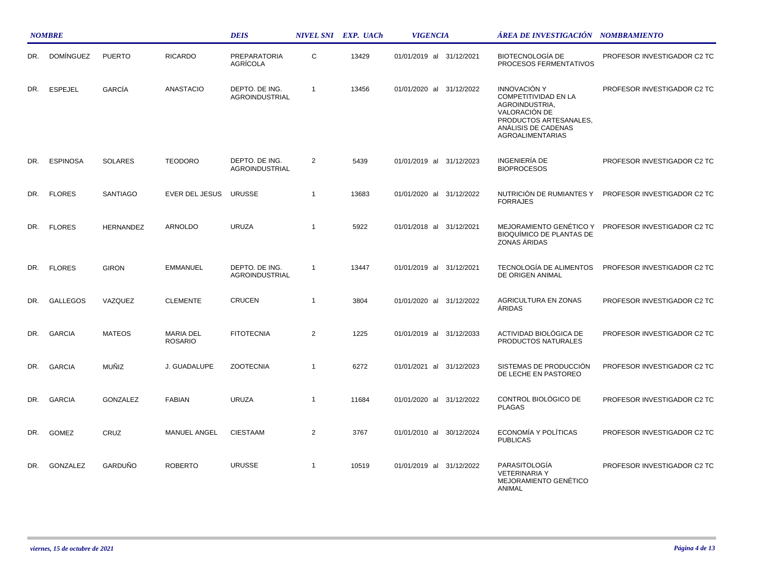| NOMBRE | | | | DEIS | NIVEL SNI | EXP. UACh | VIGENCIA | ÁREA DE INVESTIGACIÓN | NOMBRAMIENTO |
|---|---|---|---|---|---|---|---|---|---|
| DR. | DOMÍNGUEZ | PUERTO | RICARDO | PREPARATORIA AGRÍCOLA | C | 13429 | 01/01/2019 al 31/12/2021 | BIOTECNOLOGÍA DE PROCESOS FERMENTATIVOS | PROFESOR INVESTIGADOR C2 TC |
| DR. | ESPEJEL | GARCÍA | ANASTACIO | DEPTO. DE ING. AGROINDUSTRIAL | 1 | 13456 | 01/01/2020 al 31/12/2022 | INNOVACIÓN Y COMPETITIVIDAD EN LA AGROINDUSTRIA, VALORACIÓN DE PRODUCTOS ARTESANALES, ANÁLISIS DE CADENAS AGROALIMENTARIAS | PROFESOR INVESTIGADOR C2 TC |
| DR. | ESPINOSA | SOLARES | TEODORO | DEPTO. DE ING. AGROINDUSTRIAL | 2 | 5439 | 01/01/2019 al 31/12/2023 | INGENIERÍA DE BIOPROCESOS | PROFESOR INVESTIGADOR C2 TC |
| DR. | FLORES | SANTIAGO | EVER DEL JESUS | URUSSE | 1 | 13683 | 01/01/2020 al 31/12/2022 | NUTRICIÓN DE RUMIANTES Y FORRAJES | PROFESOR INVESTIGADOR C2 TC |
| DR. | FLORES | HERNANDEZ | ARNOLDO | URUZA | 1 | 5922 | 01/01/2018 al 31/12/2021 | MEJORAMIENTO GENÉTICO Y BIOQUÍMICO DE PLANTAS DE ZONAS ÁRIDAS | PROFESOR INVESTIGADOR C2 TC |
| DR. | FLORES | GIRON | EMMANUEL | DEPTO. DE ING. AGROINDUSTRIAL | 1 | 13447 | 01/01/2019 al 31/12/2021 | TECNOLOGÍA DE ALIMENTOS DE ORIGEN ANIMAL | PROFESOR INVESTIGADOR C2 TC |
| DR. | GALLEGOS | VAZQUEZ | CLEMENTE | CRUCEN | 1 | 3804 | 01/01/2020 al 31/12/2022 | AGRICULTURA EN ZONAS ÁRIDAS | PROFESOR INVESTIGADOR C2 TC |
| DR. | GARCIA | MATEOS | MARIA DEL ROSARIO | FITOTECNIA | 2 | 1225 | 01/01/2019 al 31/12/2033 | ACTIVIDAD BIOLÓGICA DE PRODUCTOS NATURALES | PROFESOR INVESTIGADOR C2 TC |
| DR. | GARCIA | MUÑIZ | J. GUADALUPE | ZOOTECNIA | 1 | 6272 | 01/01/2021 al 31/12/2023 | SISTEMAS DE PRODUCCIÓN DE LECHE EN PASTOREO | PROFESOR INVESTIGADOR C2 TC |
| DR. | GARCIA | GONZALEZ | FABIAN | URUZA | 1 | 11684 | 01/01/2020 al 31/12/2022 | CONTROL BIOLÓGICO DE PLAGAS | PROFESOR INVESTIGADOR C2 TC |
| DR. | GOMEZ | CRUZ | MANUEL ANGEL | CIESTAAM | 2 | 3767 | 01/01/2010 al 30/12/2024 | ECONOMÍA Y POLÍTICAS PUBLICAS | PROFESOR INVESTIGADOR C2 TC |
| DR. | GONZALEZ | GARDUÑO | ROBERTO | URUSSE | 1 | 10519 | 01/01/2019 al 31/12/2022 | PARASITOLOGÍA VETERINARIA Y MEJORAMIENTO GENÉTICO ANIMAL | PROFESOR INVESTIGADOR C2 TC |

*viernes, 15 de octubre de 2021*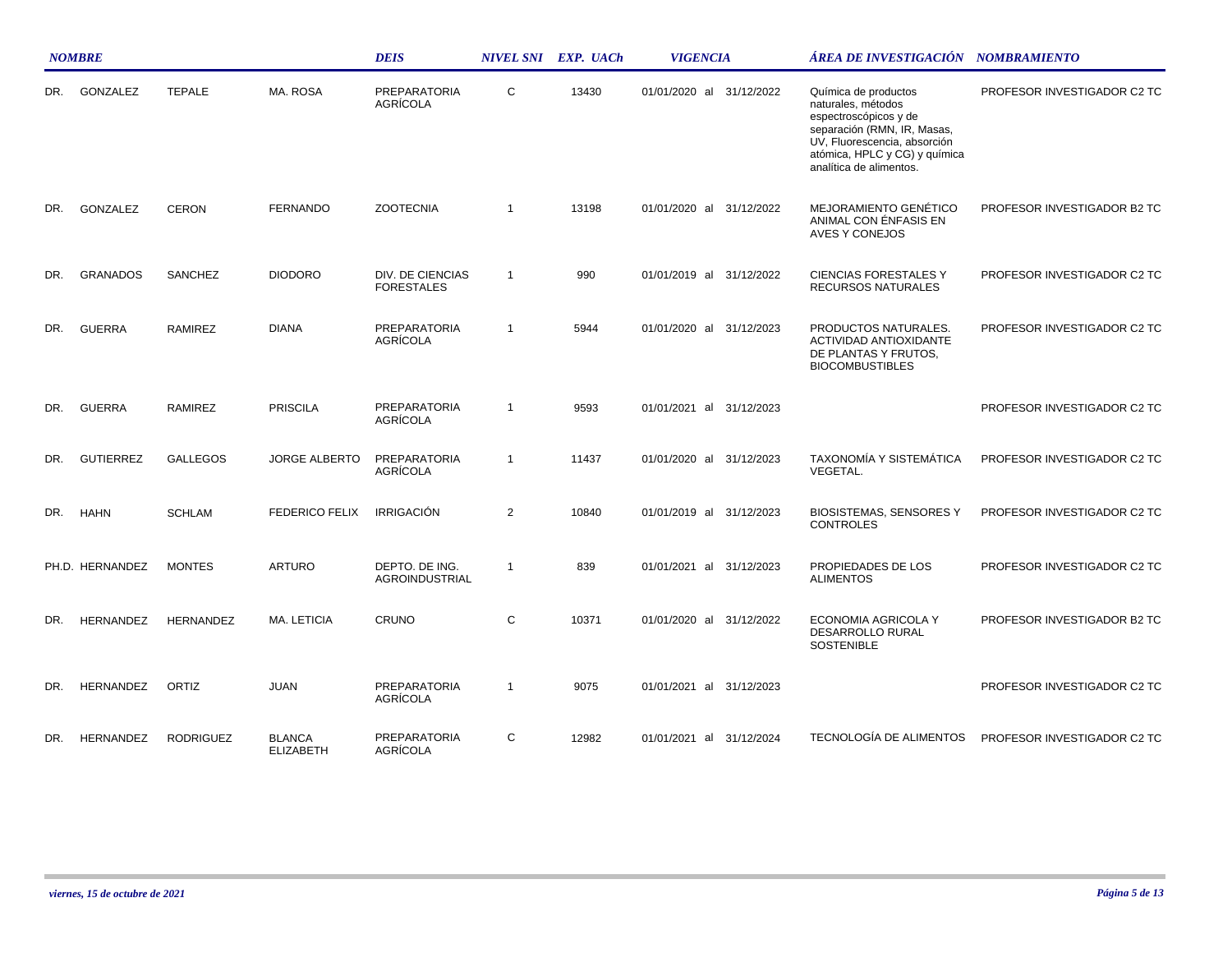| NOMBRE | | | | DEIS | NIVEL SNI | EXP. UACh | VIGENCIA | ÁREA DE INVESTIGACIÓN | NOMBRAMIENTO |
|---|---|---|---|---|---|---|---|---|---|
| DR. | GONZALEZ | TEPALE | MA. ROSA | PREPARATORIA AGRÍCOLA | C | 13430 | 01/01/2020 al 31/12/2022 | Química de productos naturales, métodos espectroscópicos y de separación (RMN, IR, Masas, UV, Fluorescencia, absorción atómica, HPLC y CG) y química analítica de alimentos. | PROFESOR INVESTIGADOR C2 TC |
| DR. | GONZALEZ | CERON | FERNANDO | ZOOTECNIA | 1 | 13198 | 01/01/2020 al 31/12/2022 | MEJORAMIENTO GENÉTICO ANIMAL CON ÉNFASIS EN AVES Y CONEJOS | PROFESOR INVESTIGADOR B2 TC |
| DR. | GRANADOS | SANCHEZ | DIODORO | DIV. DE CIENCIAS FORESTALES | 1 | 990 | 01/01/2019 al 31/12/2022 | CIENCIAS FORESTALES Y RECURSOS NATURALES | PROFESOR INVESTIGADOR C2 TC |
| DR. | GUERRA | RAMIREZ | DIANA | PREPARATORIA AGRÍCOLA | 1 | 5944 | 01/01/2020 al 31/12/2023 | PRODUCTOS NATURALES. ACTIVIDAD ANTIOXIDANTE DE PLANTAS Y FRUTOS, BIOCOMBUSTIBLES | PROFESOR INVESTIGADOR C2 TC |
| DR. | GUERRA | RAMIREZ | PRISCILA | PREPARATORIA AGRÍCOLA | 1 | 9593 | 01/01/2021 al 31/12/2023 | | PROFESOR INVESTIGADOR C2 TC |
| DR. | GUTIERREZ | GALLEGOS | JORGE ALBERTO | PREPARATORIA AGRÍCOLA | 1 | 11437 | 01/01/2020 al 31/12/2023 | TAXONOMÍA Y SISTEMÁTICA VEGETAL. | PROFESOR INVESTIGADOR C2 TC |
| DR. | HAHN | SCHLAM | FEDERICO FELIX | IRRIGACIÓN | 2 | 10840 | 01/01/2019 al 31/12/2023 | BIOSISTEMAS, SENSORES Y CONTROLES | PROFESOR INVESTIGADOR C2 TC |
| PH.D. | HERNANDEZ | MONTES | ARTURO | DEPTO. DE ING. AGROINDUSTRIAL | 1 | 839 | 01/01/2021 al 31/12/2023 | PROPIEDADES DE LOS ALIMENTOS | PROFESOR INVESTIGADOR C2 TC |
| DR. | HERNANDEZ | HERNANDEZ | MA. LETICIA | CRUNO | C | 10371 | 01/01/2020 al 31/12/2022 | ECONOMIA AGRICOLA Y DESARROLLO RURAL SOSTENIBLE | PROFESOR INVESTIGADOR B2 TC |
| DR. | HERNANDEZ | ORTIZ | JUAN | PREPARATORIA AGRÍCOLA | 1 | 9075 | 01/01/2021 al 31/12/2023 | | PROFESOR INVESTIGADOR C2 TC |
| DR. | HERNANDEZ | RODRIGUEZ | BLANCA ELIZABETH | PREPARATORIA AGRÍCOLA | C | 12982 | 01/01/2021 al 31/12/2024 | TECNOLOGÍA DE ALIMENTOS | PROFESOR INVESTIGADOR C2 TC |

*viernes, 15 de octubre de 2021*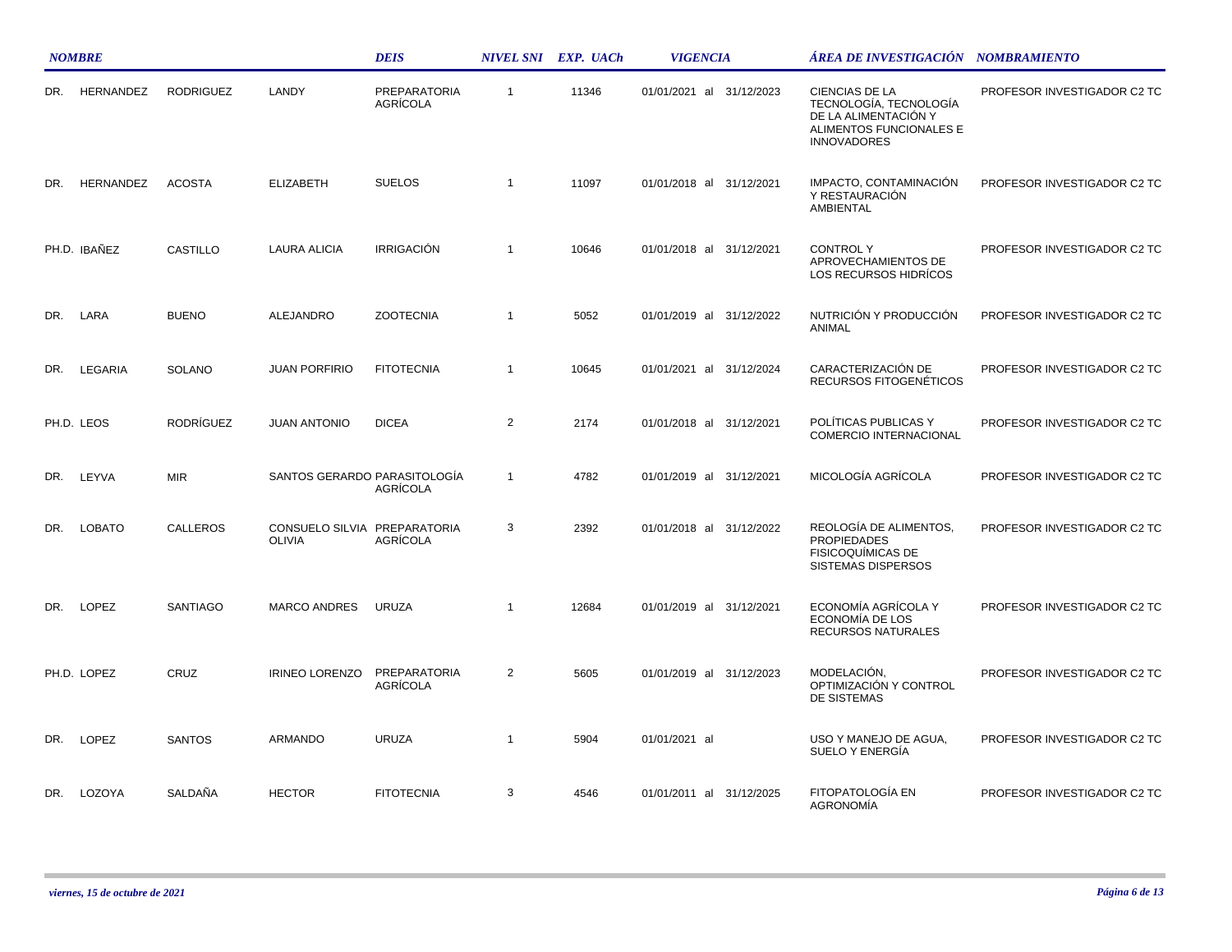| NOMBRE | | | | DEIS | NIVEL SNI | EXP. UACh | VIGENCIA | ÁREA DE INVESTIGACIÓN | NOMBRAMIENTO |
|---|---|---|---|---|---|---|---|---|---|
| DR. | HERNANDEZ | RODRIGUEZ | LANDY | PREPARATORIA AGRÍCOLA | 1 | 11346 | 01/01/2021 al 31/12/2023 | CIENCIAS DE LA TECNOLOGÍA, TECNOLOGÍA DE LA ALIMENTACIÓN Y ALIMENTOS FUNCIONALES E INNOVADORES | PROFESOR INVESTIGADOR C2 TC |
| DR. | HERNANDEZ | ACOSTA | ELIZABETH | SUELOS | 1 | 11097 | 01/01/2018 al 31/12/2021 | IMPACTO, CONTAMINACIÓN Y RESTAURACIÓN AMBIENTAL | PROFESOR INVESTIGADOR C2 TC |
| PH.D. | IBAÑEZ | CASTILLO | LAURA ALICIA | IRRIGACIÓN | 1 | 10646 | 01/01/2018 al 31/12/2021 | CONTROL Y APROVECHAMIENTOS DE LOS RECURSOS HIDRÍCOS | PROFESOR INVESTIGADOR C2 TC |
| DR. | LARA | BUENO | ALEJANDRO | ZOOTECNIA | 1 | 5052 | 01/01/2019 al 31/12/2022 | NUTRICIÓN Y PRODUCCIÓN ANIMAL | PROFESOR INVESTIGADOR C2 TC |
| DR. | LEGARIA | SOLANO | JUAN PORFIRIO | FITOTECNIA | 1 | 10645 | 01/01/2021 al 31/12/2024 | CARACTERIZACIÓN DE RECURSOS FITOGENÉTICOS | PROFESOR INVESTIGADOR C2 TC |
| PH.D. | LEOS | RODRÍGUEZ | JUAN ANTONIO | DICEA | 2 | 2174 | 01/01/2018 al 31/12/2021 | POLÍTICAS PUBLICAS Y COMERCIO INTERNACIONAL | PROFESOR INVESTIGADOR C2 TC |
| DR. | LEYVA | MIR | SANTOS GERARDO | PARASITOLOGÍA AGRÍCOLA | 1 | 4782 | 01/01/2019 al 31/12/2021 | MICOLOGÍA AGRÍCOLA | PROFESOR INVESTIGADOR C2 TC |
| DR. | LOBATO | CALLEROS | CONSUELO SILVIA OLIVIA | PREPARATORIA AGRÍCOLA | 3 | 2392 | 01/01/2018 al 31/12/2022 | REOLOGÍA DE ALIMENTOS, PROPIEDADES FISICOQUÍMICAS DE SISTEMAS DISPERSOS | PROFESOR INVESTIGADOR C2 TC |
| DR. | LOPEZ | SANTIAGO | MARCO ANDRES | URUZA | 1 | 12684 | 01/01/2019 al 31/12/2021 | ECONOMÍA AGRÍCOLA Y ECONOMÍA DE LOS RECURSOS NATURALES | PROFESOR INVESTIGADOR C2 TC |
| PH.D. | LOPEZ | CRUZ | IRINEO LORENZO | PREPARATORIA AGRÍCOLA | 2 | 5605 | 01/01/2019 al 31/12/2023 | MODELACIÓN, OPTIMIZACIÓN Y CONTROL DE SISTEMAS | PROFESOR INVESTIGADOR C2 TC |
| DR. | LOPEZ | SANTOS | ARMANDO | URUZA | 1 | 5904 | 01/01/2021 al | USO Y MANEJO DE AGUA, SUELO Y ENERGÍA | PROFESOR INVESTIGADOR C2 TC |
| DR. | LOZOYA | SALDAÑA | HECTOR | FITOTECNIA | 3 | 4546 | 01/01/2011 al 31/12/2025 | FITOPATOLOGÍA EN AGRONOMÍA | PROFESOR INVESTIGADOR C2 TC |

*viernes, 15 de octubre de 2021*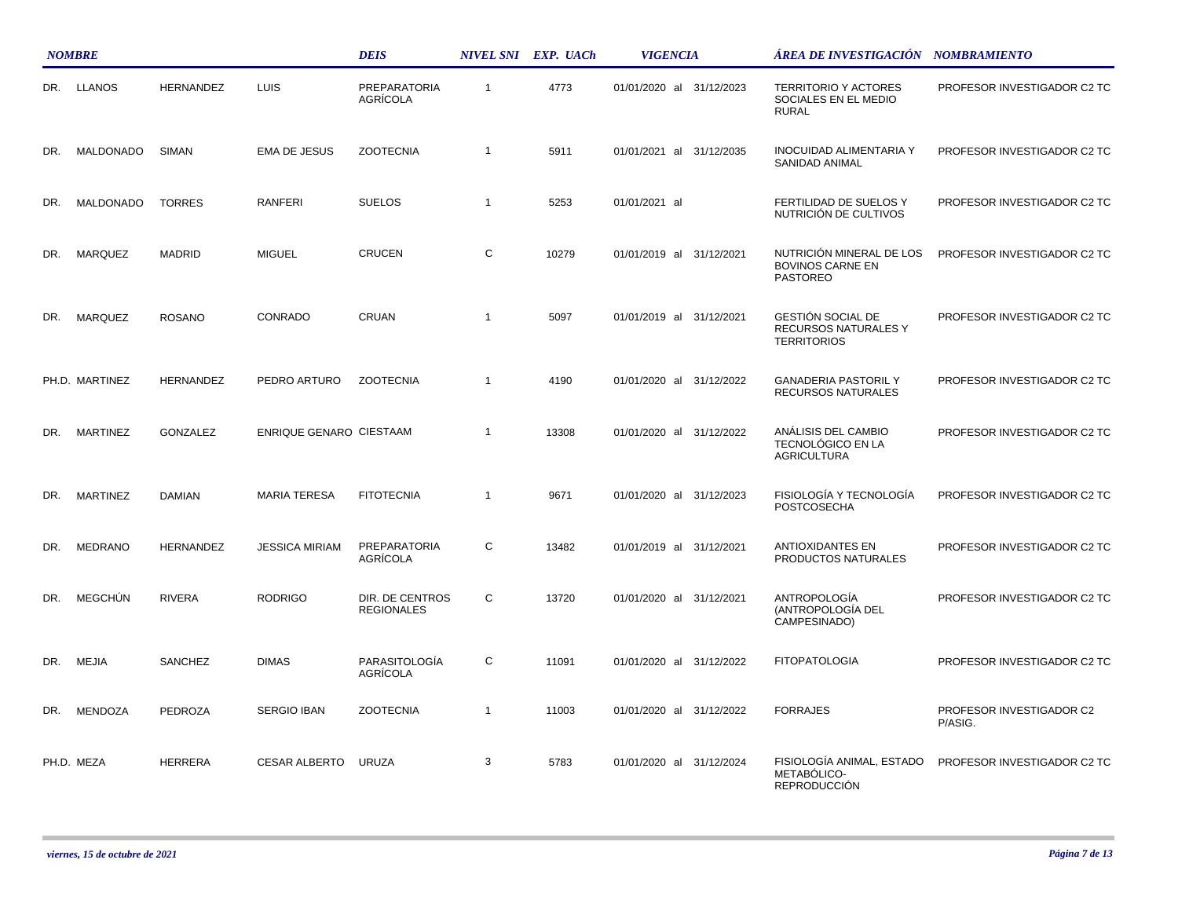| NOMBRE | | | | DEIS | NIVEL SNI | EXP. UACh | VIGENCIA | ÁREA DE INVESTIGACIÓN | NOMBRAMIENTO |
|---|---|---|---|---|---|---|---|---|---|
| DR. | LLANOS | HERNANDEZ | LUIS | PREPARATORIA AGRÍCOLA | 1 | 4773 | 01/01/2020 al 31/12/2023 | TERRITORIO Y ACTORES SOCIALES EN EL MEDIO RURAL | PROFESOR INVESTIGADOR C2 TC |
| DR. | MALDONADO | SIMAN | EMA DE JESUS | ZOOTECNIA | 1 | 5911 | 01/01/2021 al 31/12/2035 | INOCUIDAD ALIMENTARIA Y SANIDAD ANIMAL | PROFESOR INVESTIGADOR C2 TC |
| DR. | MALDONADO | TORRES | RANFERI | SUELOS | 1 | 5253 | 01/01/2021 al | FERTILIDAD DE SUELOS Y NUTRICIÓN DE CULTIVOS | PROFESOR INVESTIGADOR C2 TC |
| DR. | MARQUEZ | MADRID | MIGUEL | CRUCEN | C | 10279 | 01/01/2019 al 31/12/2021 | NUTRICIÓN MINERAL DE LOS BOVINOS CARNE EN PASTOREO | PROFESOR INVESTIGADOR C2 TC |
| DR. | MARQUEZ | ROSANO | CONRADO | CRUAN | 1 | 5097 | 01/01/2019 al 31/12/2021 | GESTIÓN SOCIAL DE RECURSOS NATURALES Y TERRITORIOS | PROFESOR INVESTIGADOR C2 TC |
| PH.D. | MARTINEZ | HERNANDEZ | PEDRO ARTURO | ZOOTECNIA | 1 | 4190 | 01/01/2020 al 31/12/2022 | GANADERIA PASTORIL Y RECURSOS NATURALES | PROFESOR INVESTIGADOR C2 TC |
| DR. | MARTINEZ | GONZALEZ | ENRIQUE GENARO | CIESTAAM | 1 | 13308 | 01/01/2020 al 31/12/2022 | ANÁLISIS DEL CAMBIO TECNOLÓGICO EN LA AGRICULTURA | PROFESOR INVESTIGADOR C2 TC |
| DR. | MARTINEZ | DAMIAN | MARIA TERESA | FITOTECNIA | 1 | 9671 | 01/01/2020 al 31/12/2023 | FISIOLOGÍA Y TECNOLOGÍA POSTCOSECHA | PROFESOR INVESTIGADOR C2 TC |
| DR. | MEDRANO | HERNANDEZ | JESSICA MIRIAM | PREPARATORIA AGRÍCOLA | C | 13482 | 01/01/2019 al 31/12/2021 | ANTIOXIDANTES EN PRODUCTOS NATURALES | PROFESOR INVESTIGADOR C2 TC |
| DR. | MEGCHÚN | RIVERA | RODRIGO | DIR. DE CENTROS REGIONALES | C | 13720 | 01/01/2020 al 31/12/2021 | ANTROPOLOGÍA (ANTROPOLOGÍA DEL CAMPESINADO) | PROFESOR INVESTIGADOR C2 TC |
| DR. | MEJIA | SANCHEZ | DIMAS | PARASITOLOGÍA AGRÍCOLA | C | 11091 | 01/01/2020 al 31/12/2022 | FITOPATOLOGIA | PROFESOR INVESTIGADOR C2 TC |
| DR. | MENDOZA | PEDROZA | SERGIO IBAN | ZOOTECNIA | 1 | 11003 | 01/01/2020 al 31/12/2022 | FORRAJES | PROFESOR INVESTIGADOR C2 P/ASIG. |
| PH.D. | MEZA | HERRERA | CESAR ALBERTO | URUZA | 3 | 5783 | 01/01/2020 al 31/12/2024 | FISIOLOGÍA ANIMAL, ESTADO METABÓLICO-REPRODUCCIÓN | PROFESOR INVESTIGADOR C2 TC |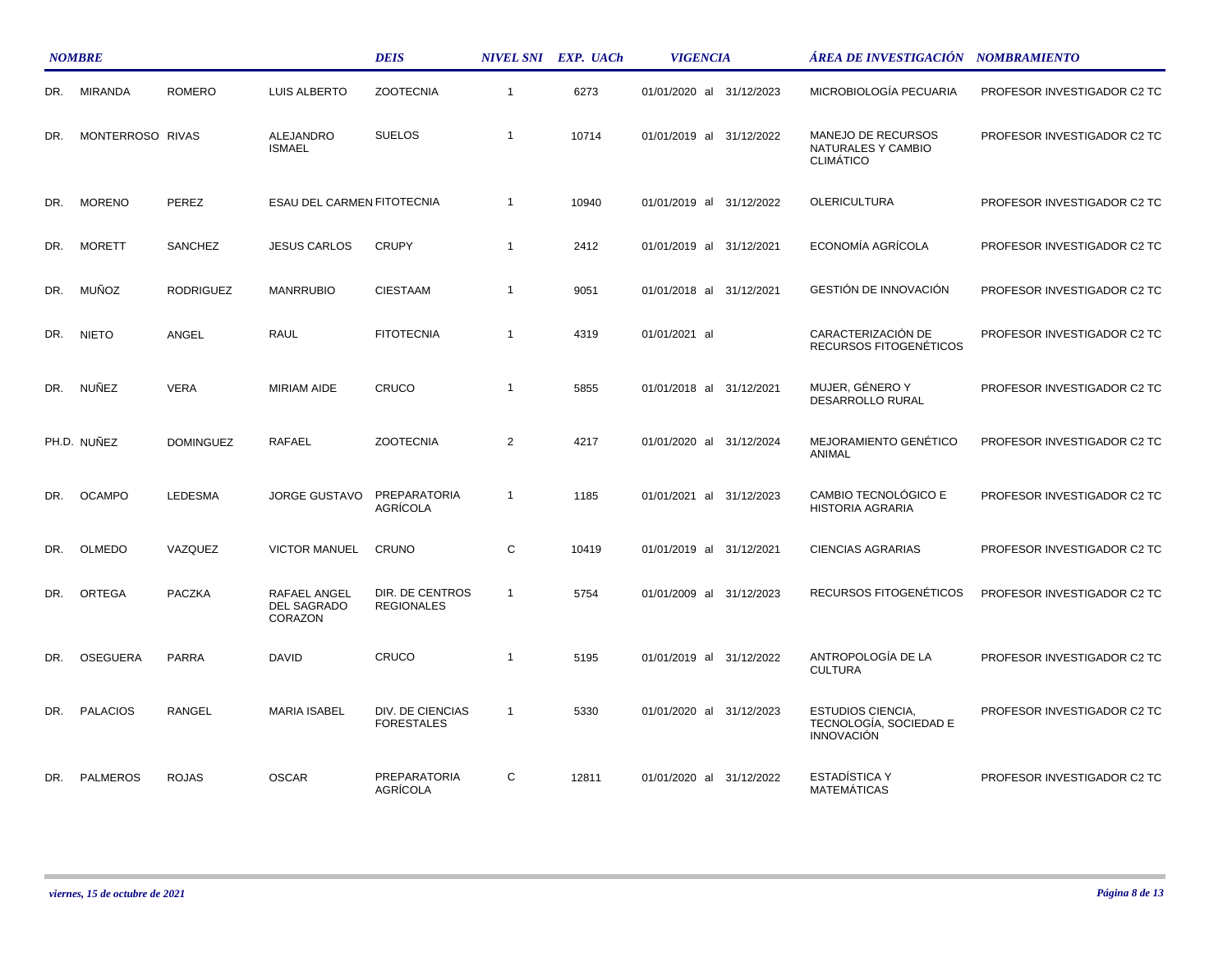| NOMBRE | | | | DEIS | NIVEL SNI | EXP. UACh | VIGENCIA | ÁREA DE INVESTIGACIÓN | NOMBRAMIENTO |
|---|---|---|---|---|---|---|---|---|---|
| DR. | MIRANDA | ROMERO | LUIS ALBERTO | ZOOTECNIA | 1 | 6273 | 01/01/2020 al 31/12/2023 | MICROBIOLOGÍA PECUARIA | PROFESOR INVESTIGADOR C2 TC |
| DR. | MONTERROSO | RIVAS | ALEJANDRO ISMAEL | SUELOS | 1 | 10714 | 01/01/2019 al 31/12/2022 | MANEJO DE RECURSOS NATURALES Y CAMBIO CLIMÁTICO | PROFESOR INVESTIGADOR C2 TC |
| DR. | MORENO | PEREZ | ESAU DEL CARMEN | FITOTECNIA | 1 | 10940 | 01/01/2019 al 31/12/2022 | OLERICULTURA | PROFESOR INVESTIGADOR C2 TC |
| DR. | MORETT | SANCHEZ | JESUS CARLOS | CRUPY | 1 | 2412 | 01/01/2019 al 31/12/2021 | ECONOMÍA AGRÍCOLA | PROFESOR INVESTIGADOR C2 TC |
| DR. | MUÑOZ | RODRIGUEZ | MANRRUBIO | CIESTAAM | 1 | 9051 | 01/01/2018 al 31/12/2021 | GESTIÓN DE INNOVACIÓN | PROFESOR INVESTIGADOR C2 TC |
| DR. | NIETO | ANGEL | RAUL | FITOTECNIA | 1 | 4319 | 01/01/2021 al | CARACTERIZACIÓN DE RECURSOS FITOGENÉTICOS | PROFESOR INVESTIGADOR C2 TC |
| DR. | NUÑEZ | VERA | MIRIAM AIDE | CRUCO | 1 | 5855 | 01/01/2018 al 31/12/2021 | MUJER, GÉNERO Y DESARROLLO RURAL | PROFESOR INVESTIGADOR C2 TC |
| PH.D. | NUÑEZ | DOMINGUEZ | RAFAEL | ZOOTECNIA | 2 | 4217 | 01/01/2020 al 31/12/2024 | MEJORAMIENTO GENÉTICO ANIMAL | PROFESOR INVESTIGADOR C2 TC |
| DR. | OCAMPO | LEDESMA | JORGE GUSTAVO | PREPARATORIA AGRÍCOLA | 1 | 1185 | 01/01/2021 al 31/12/2023 | CAMBIO TECNOLÓGICO E HISTORIA AGRARIA | PROFESOR INVESTIGADOR C2 TC |
| DR. | OLMEDO | VAZQUEZ | VICTOR MANUEL | CRUNO | C | 10419 | 01/01/2019 al 31/12/2021 | CIENCIAS AGRARIAS | PROFESOR INVESTIGADOR C2 TC |
| DR. | ORTEGA | PACZKA | RAFAEL ANGEL DEL SAGRADO CORAZON | DIR. DE CENTROS REGIONALES | 1 | 5754 | 01/01/2009 al 31/12/2023 | RECURSOS FITOGENÉTICOS | PROFESOR INVESTIGADOR C2 TC |
| DR. | OSEGUERA | PARRA | DAVID | CRUCO | 1 | 5195 | 01/01/2019 al 31/12/2022 | ANTROPOLOGÍA DE LA CULTURA | PROFESOR INVESTIGADOR C2 TC |
| DR. | PALACIOS | RANGEL | MARIA ISABEL | DIV. DE CIENCIAS FORESTALES | 1 | 5330 | 01/01/2020 al 31/12/2023 | ESTUDIOS CIENCIA, TECNOLOGÍA, SOCIEDAD E INNOVACIÓN | PROFESOR INVESTIGADOR C2 TC |
| DR. | PALMEROS | ROJAS | OSCAR | PREPARATORIA AGRÍCOLA | C | 12811 | 01/01/2020 al 31/12/2022 | ESTADÍSTICA Y MATEMÁTICAS | PROFESOR INVESTIGADOR C2 TC |

*viernes, 15 de octubre de 2021*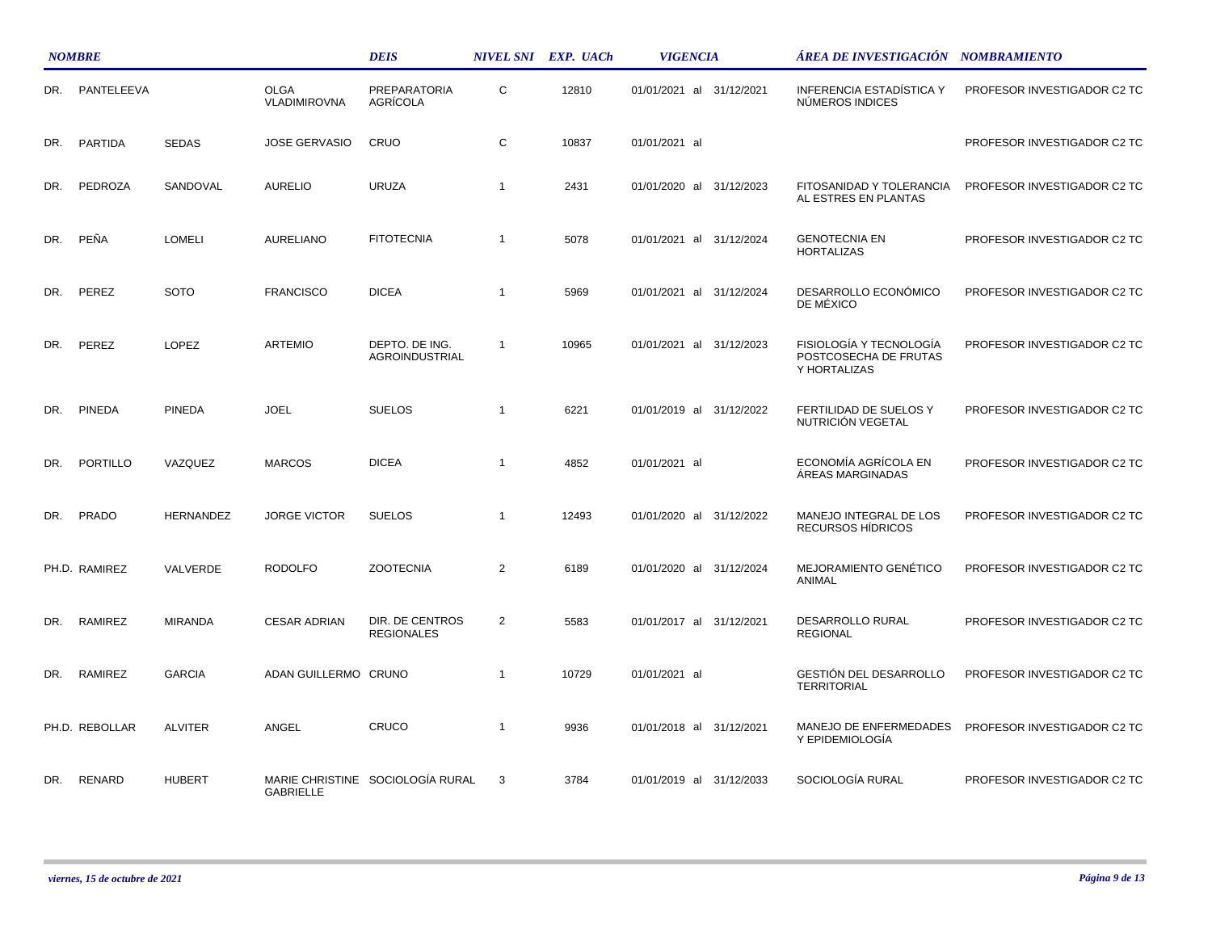| NOMBRE | | | | DEIS | NIVEL SNI | EXP. UACh | VIGENCIA | | ÁREA DE INVESTIGACIÓN | NOMBRAMIENTO |
|---|---|---|---|---|---|---|---|---|---|---|
| DR. | PANTELEEVA | | OLGA VLADIMIROVNA | PREPARATORIA AGRÍCOLA | C | 12810 | 01/01/2021 al | 31/12/2021 | INFERENCIA ESTADÍSTICA Y NÚMEROS INDICES | PROFESOR INVESTIGADOR C2 TC |
| DR. | PARTIDA | SEDAS | JOSE GERVASIO | CRUO | C | 10837 | 01/01/2021 al | | | PROFESOR INVESTIGADOR C2 TC |
| DR. | PEDROZA | SANDOVAL | AURELIO | URUZA | 1 | 2431 | 01/01/2020 al | 31/12/2023 | FITOSANIDAD Y TOLERANCIA AL ESTRES EN PLANTAS | PROFESOR INVESTIGADOR C2 TC |
| DR. | PEÑA | LOMELI | AURELIANO | FITOTECNIA | 1 | 5078 | 01/01/2021 al | 31/12/2024 | GENOTECNIA EN HORTALIZAS | PROFESOR INVESTIGADOR C2 TC |
| DR. | PEREZ | SOTO | FRANCISCO | DICEA | 1 | 5969 | 01/01/2021 al | 31/12/2024 | DESARROLLO ECONÓMICO DE MÉXICO | PROFESOR INVESTIGADOR C2 TC |
| DR. | PEREZ | LOPEZ | ARTEMIO | DEPTO. DE ING. AGROINDUSTRIAL | 1 | 10965 | 01/01/2021 al | 31/12/2023 | FISIOLOGÍA Y TECNOLOGÍA POSTCOSECHA DE FRUTAS Y HORTALIZAS | PROFESOR INVESTIGADOR C2 TC |
| DR. | PINEDA | PINEDA | JOEL | SUELOS | 1 | 6221 | 01/01/2019 al | 31/12/2022 | FERTILIDAD DE SUELOS Y NUTRICIÓN VEGETAL | PROFESOR INVESTIGADOR C2 TC |
| DR. | PORTILLO | VAZQUEZ | MARCOS | DICEA | 1 | 4852 | 01/01/2021 al | | ECONOMÍA AGRÍCOLA EN ÁREAS MARGINADAS | PROFESOR INVESTIGADOR C2 TC |
| DR. | PRADO | HERNANDEZ | JORGE VICTOR | SUELOS | 1 | 12493 | 01/01/2020 al | 31/12/2022 | MANEJO INTEGRAL DE LOS RECURSOS HÍDRICOS | PROFESOR INVESTIGADOR C2 TC |
| PH.D. | RAMIREZ | VALVERDE | RODOLFO | ZOOTECNIA | 2 | 6189 | 01/01/2020 al | 31/12/2024 | MEJORAMIENTO GENÉTICO ANIMAL | PROFESOR INVESTIGADOR C2 TC |
| DR. | RAMIREZ | MIRANDA | CESAR ADRIAN | DIR. DE CENTROS REGIONALES | 2 | 5583 | 01/01/2017 al | 31/12/2021 | DESARROLLO RURAL REGIONAL | PROFESOR INVESTIGADOR C2 TC |
| DR. | RAMIREZ | GARCIA | ADAN GUILLERMO | CRUNO | 1 | 10729 | 01/01/2021 al | | GESTIÓN DEL DESARROLLO TERRITORIAL | PROFESOR INVESTIGADOR C2 TC |
| PH.D. | REBOLLAR | ALVITER | ANGEL | CRUCO | 1 | 9936 | 01/01/2018 al | 31/12/2021 | MANEJO DE ENFERMEDADES Y EPIDEMIOLOGÍA | PROFESOR INVESTIGADOR C2 TC |
| DR. | RENARD | HUBERT | MARIE CHRISTINE GABRIELLE | SOCIOLOGÍA RURAL | 3 | 3784 | 01/01/2019 al | 31/12/2033 | SOCIOLOGÍA RURAL | PROFESOR INVESTIGADOR C2 TC |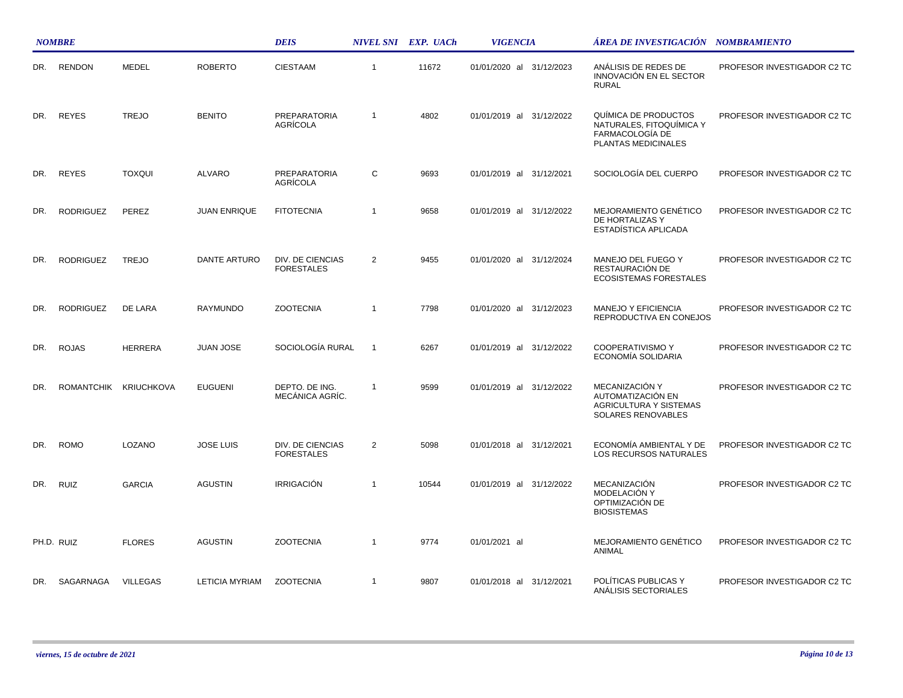| NOMBRE | | | | DEIS | NIVEL SNI | EXP. UACh | VIGENCIA | ÁREA DE INVESTIGACIÓN | NOMBRAMIENTO |
|---|---|---|---|---|---|---|---|---|---|
| DR. | RENDON | MEDEL | ROBERTO | CIESTAAM | 1 | 11672 | 01/01/2020 al 31/12/2023 | ANÁLISIS DE REDES DE INNOVACIÓN EN EL SECTOR RURAL | PROFESOR INVESTIGADOR C2 TC |
| DR. | REYES | TREJO | BENITO | PREPARATORIA AGRÍCOLA | 1 | 4802 | 01/01/2019 al 31/12/2022 | QUÍMICA DE PRODUCTOS NATURALES, FITOQUÍMICA Y FARMACOLOGÍA DE PLANTAS MEDICINALES | PROFESOR INVESTIGADOR C2 TC |
| DR. | REYES | TOXQUI | ALVARO | PREPARATORIA AGRÍCOLA | C | 9693 | 01/01/2019 al 31/12/2021 | SOCIOLOGÍA DEL CUERPO | PROFESOR INVESTIGADOR C2 TC |
| DR. | RODRIGUEZ | PEREZ | JUAN ENRIQUE | FITOTECNIA | 1 | 9658 | 01/01/2019 al 31/12/2022 | MEJORAMIENTO GENÉTICO DE HORTALIZAS Y ESTADÍSTICA APLICADA | PROFESOR INVESTIGADOR C2 TC |
| DR. | RODRIGUEZ | TREJO | DANTE ARTURO | DIV. DE CIENCIAS FORESTALES | 2 | 9455 | 01/01/2020 al 31/12/2024 | MANEJO DEL FUEGO Y RESTAURACIÓN DE ECOSISTEMAS FORESTALES | PROFESOR INVESTIGADOR C2 TC |
| DR. | RODRIGUEZ | DE LARA | RAYMUNDO | ZOOTECNIA | 1 | 7798 | 01/01/2020 al 31/12/2023 | MANEJO Y EFICIENCIA REPRODUCTIVA EN CONEJOS | PROFESOR INVESTIGADOR C2 TC |
| DR. | ROJAS | HERRERA | JUAN JOSE | SOCIOLOGÍA RURAL | 1 | 6267 | 01/01/2019 al 31/12/2022 | COOPERATIVISMO Y ECONOMÍA SOLIDARIA | PROFESOR INVESTIGADOR C2 TC |
| DR. | ROMANTCHIK | KRIUCHKOVA | EUGUENI | DEPTO. DE ING. MECÁNICA AGRÍC. | 1 | 9599 | 01/01/2019 al 31/12/2022 | MECANIZACIÓN Y AUTOMATIZACIÓN EN AGRICULTURA Y SISTEMAS SOLARES RENOVABLES | PROFESOR INVESTIGADOR C2 TC |
| DR. | ROMO | LOZANO | JOSE LUIS | DIV. DE CIENCIAS FORESTALES | 2 | 5098 | 01/01/2018 al 31/12/2021 | ECONOMÍA AMBIENTAL Y DE LOS RECURSOS NATURALES | PROFESOR INVESTIGADOR C2 TC |
| DR. | RUIZ | GARCIA | AGUSTIN | IRRIGACIÓN | 1 | 10544 | 01/01/2019 al 31/12/2022 | MECANIZACIÓN MODELACIÓN Y OPTIMIZACIÓN DE BIOSISTEMAS | PROFESOR INVESTIGADOR C2 TC |
| PH.D. | RUIZ | FLORES | AGUSTIN | ZOOTECNIA | 1 | 9774 | 01/01/2021 al | MEJORAMIENTO GENÉTICO ANIMAL | PROFESOR INVESTIGADOR C2 TC |
| DR. | SAGARNAGA | VILLEGAS | LETICIA MYRIAM | ZOOTECNIA | 1 | 9807 | 01/01/2018 al 31/12/2021 | POLÍTICAS PUBLICAS Y ANÁLISIS SECTORIALES | PROFESOR INVESTIGADOR C2 TC |

*viernes, 15 de octubre de 2021*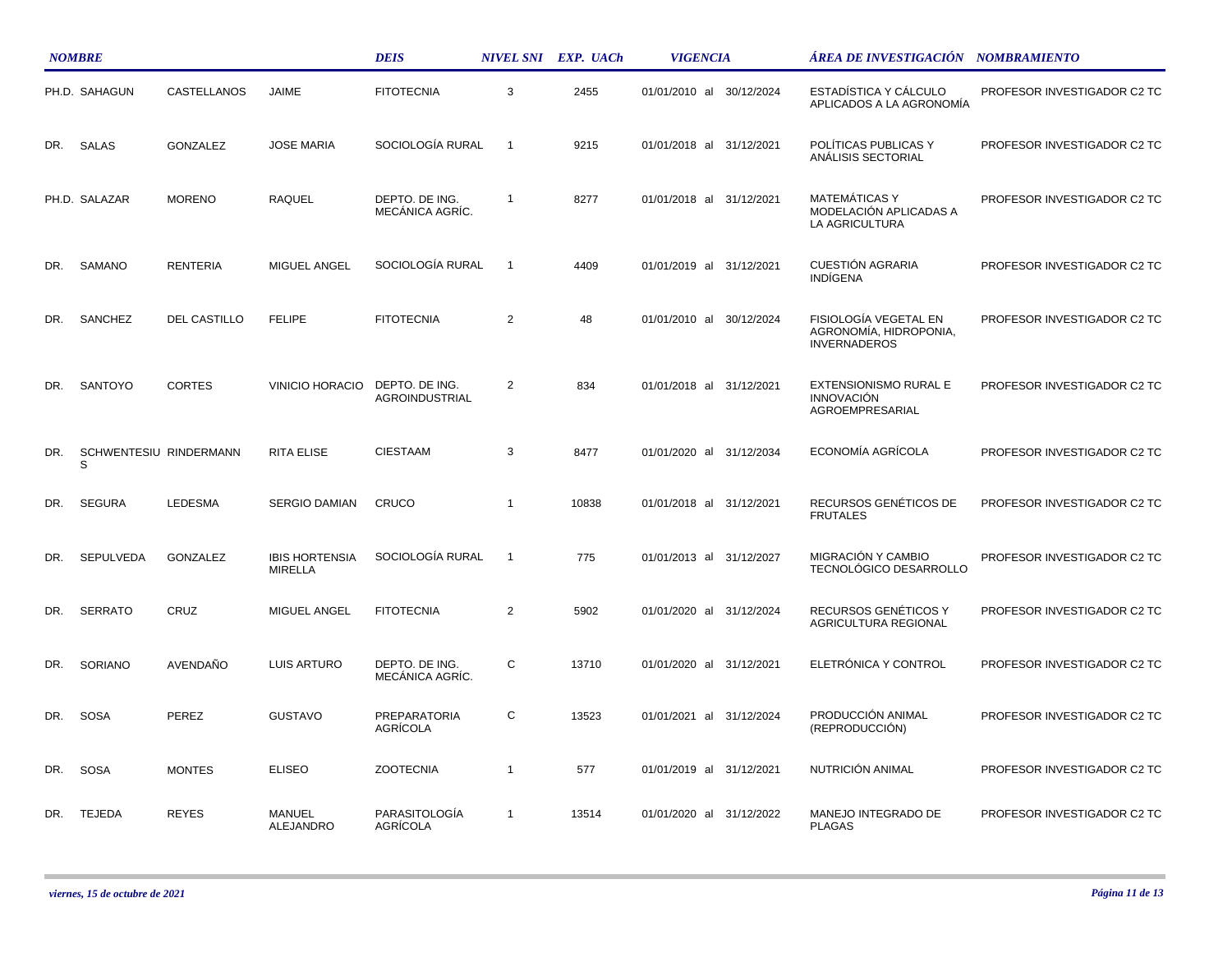| NOMBRE | | | | DEIS | NIVEL SNI | EXP. UACh | VIGENCIA | ÁREA DE INVESTIGACIÓN | NOMBRAMIENTO |
|---|---|---|---|---|---|---|---|---|---|
| PH.D. | SAHAGUN | CASTELLANOS | JAIME | FITOTECNIA | 3 | 2455 | 01/01/2010 al 30/12/2024 | ESTADÍSTICA Y CÁLCULO APLICADOS A LA AGRONOMÍA | PROFESOR INVESTIGADOR C2 TC |
| DR. | SALAS | GONZALEZ | JOSE MARIA | SOCIOLOGÍA RURAL | 1 | 9215 | 01/01/2018 al 31/12/2021 | POLÍTICAS PUBLICAS Y ANÁLISIS SECTORIAL | PROFESOR INVESTIGADOR C2 TC |
| PH.D. | SALAZAR | MORENO | RAQUEL | DEPTO. DE ING. MECÁNICA AGRÍC. | 1 | 8277 | 01/01/2018 al 31/12/2021 | MATEMÁTICAS Y MODELACIÓN APLICADAS A LA AGRICULTURA | PROFESOR INVESTIGADOR C2 TC |
| DR. | SAMANO | RENTERIA | MIGUEL ANGEL | SOCIOLOGÍA RURAL | 1 | 4409 | 01/01/2019 al 31/12/2021 | CUESTIÓN AGRARIA INDÍGENA | PROFESOR INVESTIGADOR C2 TC |
| DR. | SANCHEZ | DEL CASTILLO | FELIPE | FITOTECNIA | 2 | 48 | 01/01/2010 al 30/12/2024 | FISIOLOGÍA VEGETAL EN AGRONOMÍA, HIDROPONIA, INVERNADEROS | PROFESOR INVESTIGADOR C2 TC |
| DR. | SANTOYO | CORTES | VINICIO HORACIO | DEPTO. DE ING. AGROINDUSTRIAL | 2 | 834 | 01/01/2018 al 31/12/2021 | EXTENSIONISMO RURAL E INNOVACIÓN AGROEMPRESARIAL | PROFESOR INVESTIGADOR C2 TC |
| DR. | SCHWENTESIUS | RINDERMANN | RITA ELISE | CIESTAAM | 3 | 8477 | 01/01/2020 al 31/12/2034 | ECONOMÍA AGRÍCOLA | PROFESOR INVESTIGADOR C2 TC |
| DR. | SEGURA | LEDESMA | SERGIO DAMIAN | CRUCO | 1 | 10838 | 01/01/2018 al 31/12/2021 | RECURSOS GENÉTICOS DE FRUTALES | PROFESOR INVESTIGADOR C2 TC |
| DR. | SEPULVEDA | GONZALEZ | IBIS HORTENSIA MIRELLA | SOCIOLOGÍA RURAL | 1 | 775 | 01/01/2013 al 31/12/2027 | MIGRACIÓN Y CAMBIO TECNOLÓGICO DESARROLLO | PROFESOR INVESTIGADOR C2 TC |
| DR. | SERRATO | CRUZ | MIGUEL ANGEL | FITOTECNIA | 2 | 5902 | 01/01/2020 al 31/12/2024 | RECURSOS GENÉTICOS Y AGRICULTURA REGIONAL | PROFESOR INVESTIGADOR C2 TC |
| DR. | SORIANO | AVENDAÑO | LUIS ARTURO | DEPTO. DE ING. MECÁNICA AGRÍC. | C | 13710 | 01/01/2020 al 31/12/2021 | ELETRÓNICA Y CONTROL | PROFESOR INVESTIGADOR C2 TC |
| DR. | SOSA | PEREZ | GUSTAVO | PREPARATORIA AGRÍCOLA | C | 13523 | 01/01/2021 al 31/12/2024 | PRODUCCIÓN ANIMAL (REPRODUCCIÓN) | PROFESOR INVESTIGADOR C2 TC |
| DR. | SOSA | MONTES | ELISEO | ZOOTECNIA | 1 | 577 | 01/01/2019 al 31/12/2021 | NUTRICIÓN ANIMAL | PROFESOR INVESTIGADOR C2 TC |
| DR. | TEJEDA | REYES | MANUEL ALEJANDRO | PARASITOLOGÍA AGRÍCOLA | 1 | 13514 | 01/01/2020 al 31/12/2022 | MANEJO INTEGRADO DE PLAGAS | PROFESOR INVESTIGADOR C2 TC |

*viernes, 15 de octubre de 2021*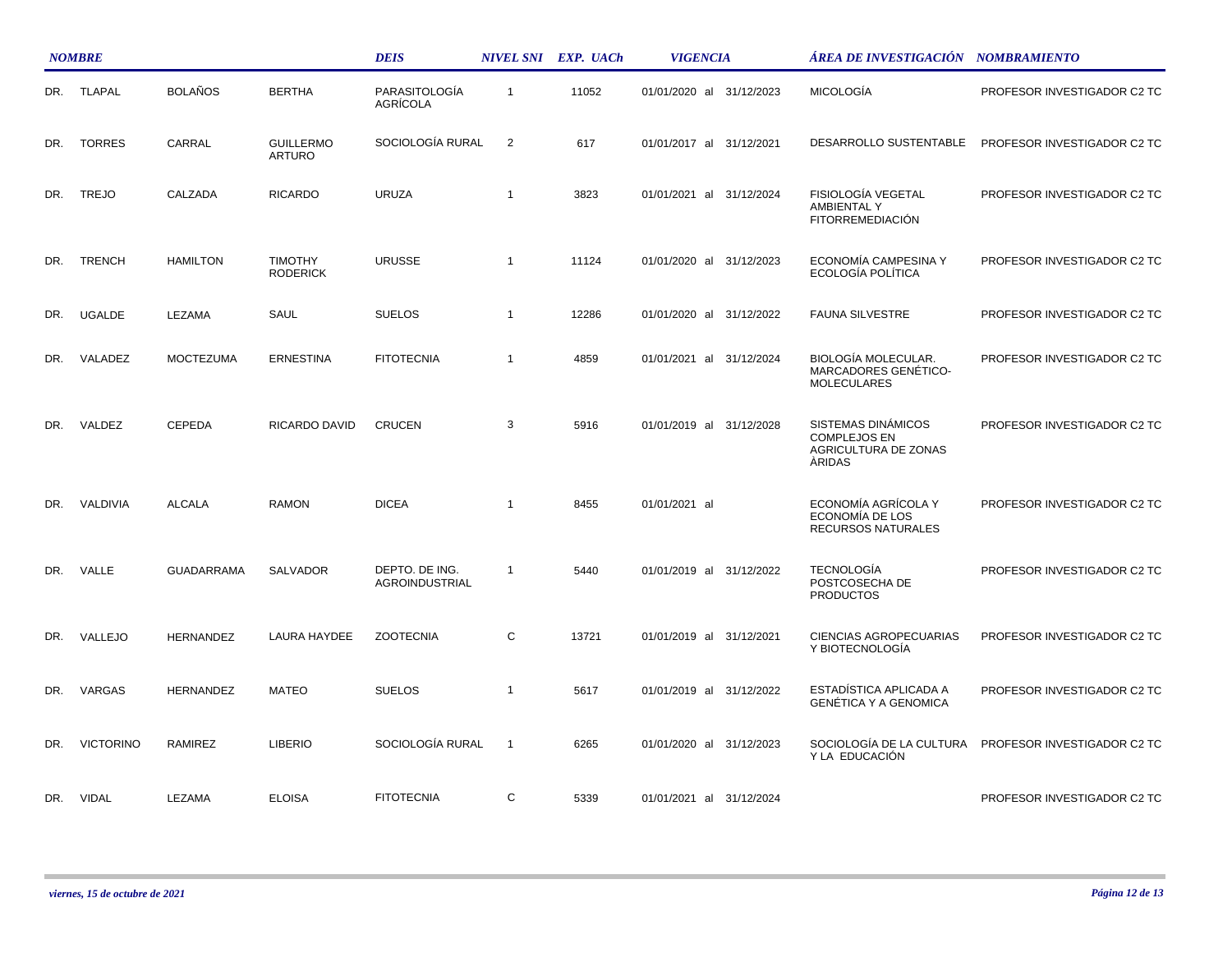| NOMBRE | | | | DEIS | NIVEL SNI | EXP. UACh | VIGENCIA | ÁREA DE INVESTIGACIÓN | NOMBRAMIENTO |
|---|---|---|---|---|---|---|---|---|---|
| DR. | TLAPAL | BOLAÑOS | BERTHA | PARASITOLOGÍA AGRÍCOLA | 1 | 11052 | 01/01/2020 al 31/12/2023 | MICOLOGÍA | PROFESOR INVESTIGADOR C2 TC |
| DR. | TORRES | CARRAL | GUILLERMO ARTURO | SOCIOLOGÍA RURAL | 2 | 617 | 01/01/2017 al 31/12/2021 | DESARROLLO SUSTENTABLE | PROFESOR INVESTIGADOR C2 TC |
| DR. | TREJO | CALZADA | RICARDO | URUZA | 1 | 3823 | 01/01/2021 al 31/12/2024 | FISIOLOGÍA VEGETAL AMBIENTAL Y FITORREMEDIACIÓN | PROFESOR INVESTIGADOR C2 TC |
| DR. | TRENCH | HAMILTON | TIMOTHY RODERICK | URUSSE | 1 | 11124 | 01/01/2020 al 31/12/2023 | ECONOMÍA CAMPESINA Y ECOLOGÍA POLÍTICA | PROFESOR INVESTIGADOR C2 TC |
| DR. | UGALDE | LEZAMA | SAUL | SUELOS | 1 | 12286 | 01/01/2020 al 31/12/2022 | FAUNA SILVESTRE | PROFESOR INVESTIGADOR C2 TC |
| DR. | VALADEZ | MOCTEZUMA | ERNESTINA | FITOTECNIA | 1 | 4859 | 01/01/2021 al 31/12/2024 | BIOLOGÍA MOLECULAR. MARCADORES GENÉTICO-MOLECULARES | PROFESOR INVESTIGADOR C2 TC |
| DR. | VALDEZ | CEPEDA | RICARDO DAVID | CRUCEN | 3 | 5916 | 01/01/2019 al 31/12/2028 | SISTEMAS DINÁMICOS COMPLEJOS EN AGRICULTURA DE ZONAS ÀRIDAS | PROFESOR INVESTIGADOR C2 TC |
| DR. | VALDIVIA | ALCALA | RAMON | DICEA | 1 | 8455 | 01/01/2021 al | ECONOMÍA AGRÍCOLA Y ECONOMÍA DE LOS RECURSOS NATURALES | PROFESOR INVESTIGADOR C2 TC |
| DR. | VALLE | GUADARRAMA | SALVADOR | DEPTO. DE ING. AGROINDUSTRIAL | 1 | 5440 | 01/01/2019 al 31/12/2022 | TECNOLOGÍA POSTCOSECHA DE PRODUCTOS | PROFESOR INVESTIGADOR C2 TC |
| DR. | VALLEJO | HERNANDEZ | LAURA HAYDEE | ZOOTECNIA | C | 13721 | 01/01/2019 al 31/12/2021 | CIENCIAS AGROPECUARIAS Y BIOTECNOLOGÍA | PROFESOR INVESTIGADOR C2 TC |
| DR. | VARGAS | HERNANDEZ | MATEO | SUELOS | 1 | 5617 | 01/01/2019 al 31/12/2022 | ESTADÍSTICA APLICADA A GENÉTICA Y A GENOMICA | PROFESOR INVESTIGADOR C2 TC |
| DR. | VICTORINO | RAMIREZ | LIBERIO | SOCIOLOGÍA RURAL | 1 | 6265 | 01/01/2020 al 31/12/2023 | SOCIOLOGÍA DE LA CULTURA Y LA EDUCACIÓN | PROFESOR INVESTIGADOR C2 TC |
| DR. | VIDAL | LEZAMA | ELOISA | FITOTECNIA | C | 5339 | 01/01/2021 al 31/12/2024 | | PROFESOR INVESTIGADOR C2 TC |

*viernes, 15 de octubre de 2021*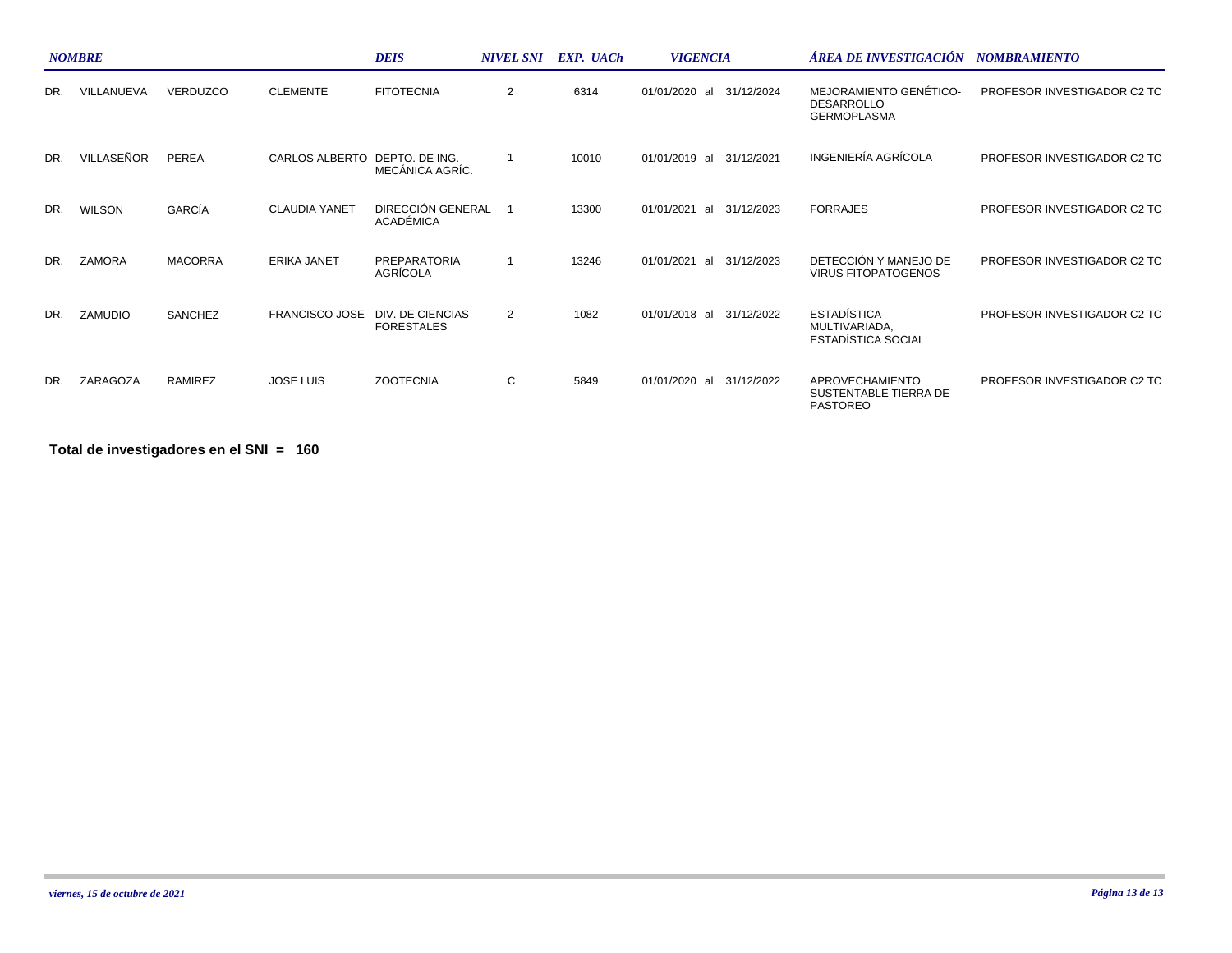| NOMBRE | | | | DEIS | NIVEL SNI | EXP. UACh | VIGENCIA | ÁREA DE INVESTIGACIÓN | NOMBRAMIENTO |
|---|---|---|---|---|---|---|---|---|---|
| DR. | VILLANUEVA | VERDUZCO | CLEMENTE | FITOTECNIA | 2 | 6314 | 01/01/2020 al 31/12/2024 | MEJORAMIENTO GENÉTICO-DESARROLLO GERMOPLASMA | PROFESOR INVESTIGADOR C2 TC |
| DR. | VILLASEÑOR | PEREA | CARLOS ALBERTO | DEPTO. DE ING. MECÁNICA AGRÍC. | 1 | 10010 | 01/01/2019 al 31/12/2021 | INGENIERÍA AGRÍCOLA | PROFESOR INVESTIGADOR C2 TC |
| DR. | WILSON | GARCÍA | CLAUDIA YANET | DIRECCIÓN GENERAL ACADÉMICA | 1 | 13300 | 01/01/2021 al 31/12/2023 | FORRAJES | PROFESOR INVESTIGADOR C2 TC |
| DR. | ZAMORA | MACORRA | ERIKA JANET | PREPARATORIA AGRÍCOLA | 1 | 13246 | 01/01/2021 al 31/12/2023 | DETECCIÓN Y MANEJO DE VIRUS FITOPATOGENOS | PROFESOR INVESTIGADOR C2 TC |
| DR. | ZAMUDIO | SANCHEZ | FRANCISCO JOSE | DIV. DE CIENCIAS FORESTALES | 2 | 1082 | 01/01/2018 al 31/12/2022 | ESTADÍSTICA MULTIVARIADA, ESTADÍSTICA SOCIAL | PROFESOR INVESTIGADOR C2 TC |
| DR. | ZARAGOZA | RAMIREZ | JOSE LUIS | ZOOTECNIA | C | 5849 | 01/01/2020 al 31/12/2022 | APROVECHAMIENTO SUSTENTABLE TIERRA DE PASTOREO | PROFESOR INVESTIGADOR C2 TC |

**Total de investigadores en el SNI = 160**

*viernes, 15 de octubre de 2021*